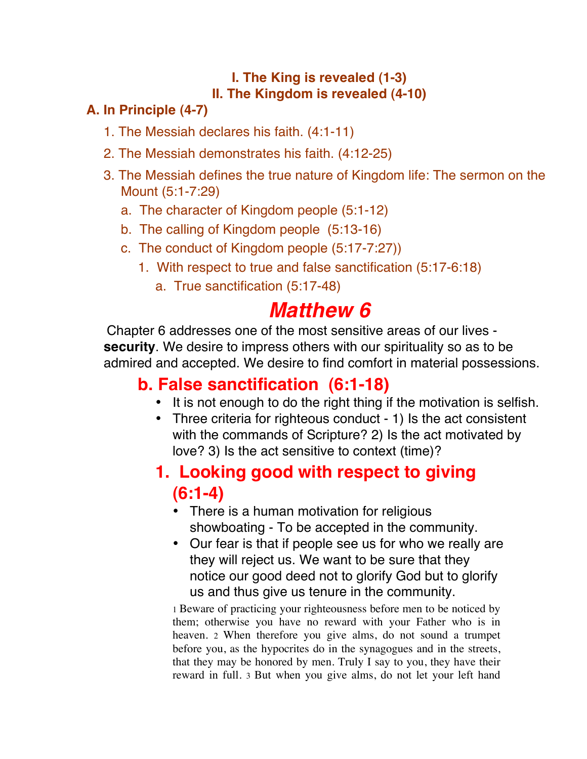**I. The King is revealed (1-3)**
**II. The Kingdom is revealed (4-10)**

**A. In Principle (4-7)**

1. The Messiah declares his faith. (4:1-11)
2. The Messiah demonstrates his faith. (4:12-25)
3. The Messiah defines the true nature of Kingdom life: The sermon on the Mount (5:1-7:29)
   a. The character of Kingdom people (5:1-12)
   b. The calling of Kingdom people (5:13-16)
   c. The conduct of Kingdom people (5:17-7:27))
      1. With respect to true and false sanctification (5:17-6:18)
         a. True sanctification (5:17-48)

# *Matthew 6*

Chapter 6 addresses one of the most sensitive areas of our lives - **security**. We desire to impress others with our spirituality so as to be admired and accepted. We desire to find comfort in material possessions.

## b. False sanctification (6:1-18)

- It is not enough to do the right thing if the motivation is selfish.
- Three criteria for righteous conduct - 1) Is the act consistent with the commands of Scripture? 2) Is the act motivated by love? 3) Is the act sensitive to context (time)?

### 1. Looking good with respect to giving (6:1-4)

- There is a human motivation for religious showboating - To be accepted in the community.
- Our fear is that if people see us for who we really are they will reject us. We want to be sure that they notice our good deed not to glorify God but to glorify us and thus give us tenure in the community.

1 Beware of practicing your righteousness before men to be noticed by them; otherwise you have no reward with your Father who is in heaven. 2 When therefore you give alms, do not sound a trumpet before you, as the hypocrites do in the synagogues and in the streets, that they may be honored by men. Truly I say to you, they have their reward in full. 3 But when you give alms, do not let your left hand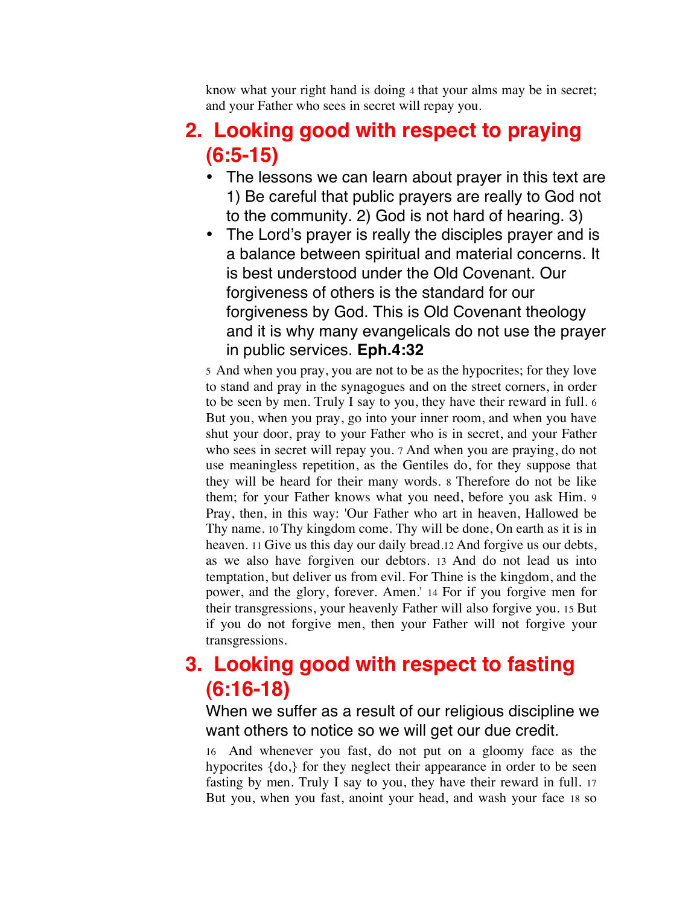know what your right hand is doing 4 that your alms may be in secret; and your Father who sees in secret will repay you.

## 2. Looking good with respect to praying (6:5-15)

- The lessons we can learn about prayer in this text are 1) Be careful that public prayers are really to God not to the community. 2) God is not hard of hearing. 3)
- The Lord's prayer is really the disciples prayer and is a balance between spiritual and material concerns. It is best understood under the Old Covenant. Our forgiveness of others is the standard for our forgiveness by God. This is Old Covenant theology and it is why many evangelicals do not use the prayer in public services. **Eph.4:32**

5 And when you pray, you are not to be as the hypocrites; for they love to stand and pray in the synagogues and on the street corners, in order to be seen by men. Truly I say to you, they have their reward in full. 6 But you, when you pray, go into your inner room, and when you have shut your door, pray to your Father who is in secret, and your Father who sees in secret will repay you. 7 And when you are praying, do not use meaningless repetition, as the Gentiles do, for they suppose that they will be heard for their many words. 8 Therefore do not be like them; for your Father knows what you need, before you ask Him. 9 Pray, then, in this way: 'Our Father who art in heaven, Hallowed be Thy name. 10 Thy kingdom come. Thy will be done, On earth as it is in heaven. 11 Give us this day our daily bread.12 And forgive us our debts, as we also have forgiven our debtors. 13 And do not lead us into temptation, but deliver us from evil. For Thine is the kingdom, and the power, and the glory, forever. Amen.' 14 For if you forgive men for their transgressions, your heavenly Father will also forgive you. 15 But if you do not forgive men, then your Father will not forgive your transgressions.

## 3. Looking good with respect to fasting (6:16-18)

When we suffer as a result of our religious discipline we want others to notice so we will get our due credit.

16 And whenever you fast, do not put on a gloomy face as the hypocrites {do,} for they neglect their appearance in order to be seen fasting by men. Truly I say to you, they have their reward in full. 17 But you, when you fast, anoint your head, and wash your face 18 so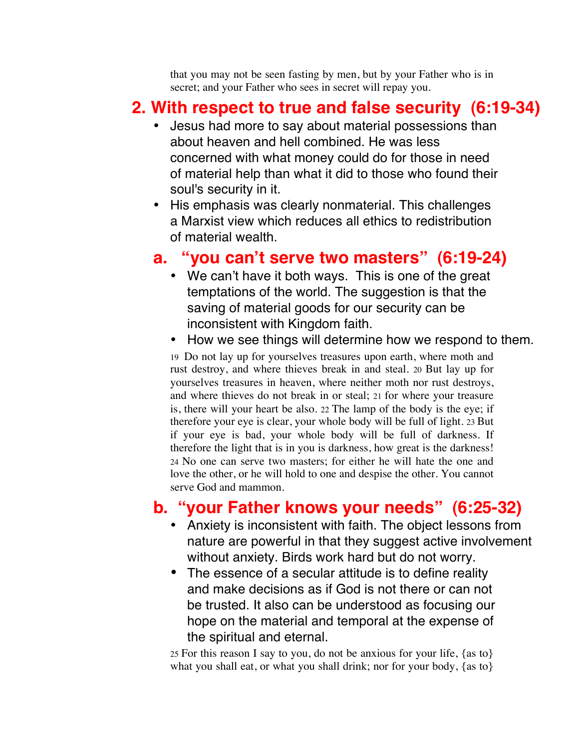that you may not be seen fasting by men, but by your Father who is in secret; and your Father who sees in secret will repay you.

## 2. With respect to true and false security (6:19-34)

- Jesus had more to say about material possessions than about heaven and hell combined. He was less concerned with what money could do for those in need of material help than what it did to those who found their soul's security in it.
- His emphasis was clearly nonmaterial. This challenges a Marxist view which reduces all ethics to redistribution of material wealth.

### a. "you can't serve two masters" (6:19-24)

- We can't have it both ways. This is one of the great temptations of the world. The suggestion is that the saving of material goods for our security can be inconsistent with Kingdom faith.
- How we see things will determine how we respond to them.

19 Do not lay up for yourselves treasures upon earth, where moth and rust destroy, and where thieves break in and steal. 20 But lay up for yourselves treasures in heaven, where neither moth nor rust destroys, and where thieves do not break in or steal; 21 for where your treasure is, there will your heart be also. 22 The lamp of the body is the eye; if therefore your eye is clear, your whole body will be full of light. 23 But if your eye is bad, your whole body will be full of darkness. If therefore the light that is in you is darkness, how great is the darkness! 24 No one can serve two masters; for either he will hate the one and love the other, or he will hold to one and despise the other. You cannot serve God and mammon.

### b. "your Father knows your needs" (6:25-32)

- Anxiety is inconsistent with faith. The object lessons from nature are powerful in that they suggest active involvement without anxiety. Birds work hard but do not worry.
- The essence of a secular attitude is to define reality and make decisions as if God is not there or can not be trusted. It also can be understood as focusing our hope on the material and temporal at the expense of the spiritual and eternal.

25 For this reason I say to you, do not be anxious for your life, {as to} what you shall eat, or what you shall drink; nor for your body, {as to}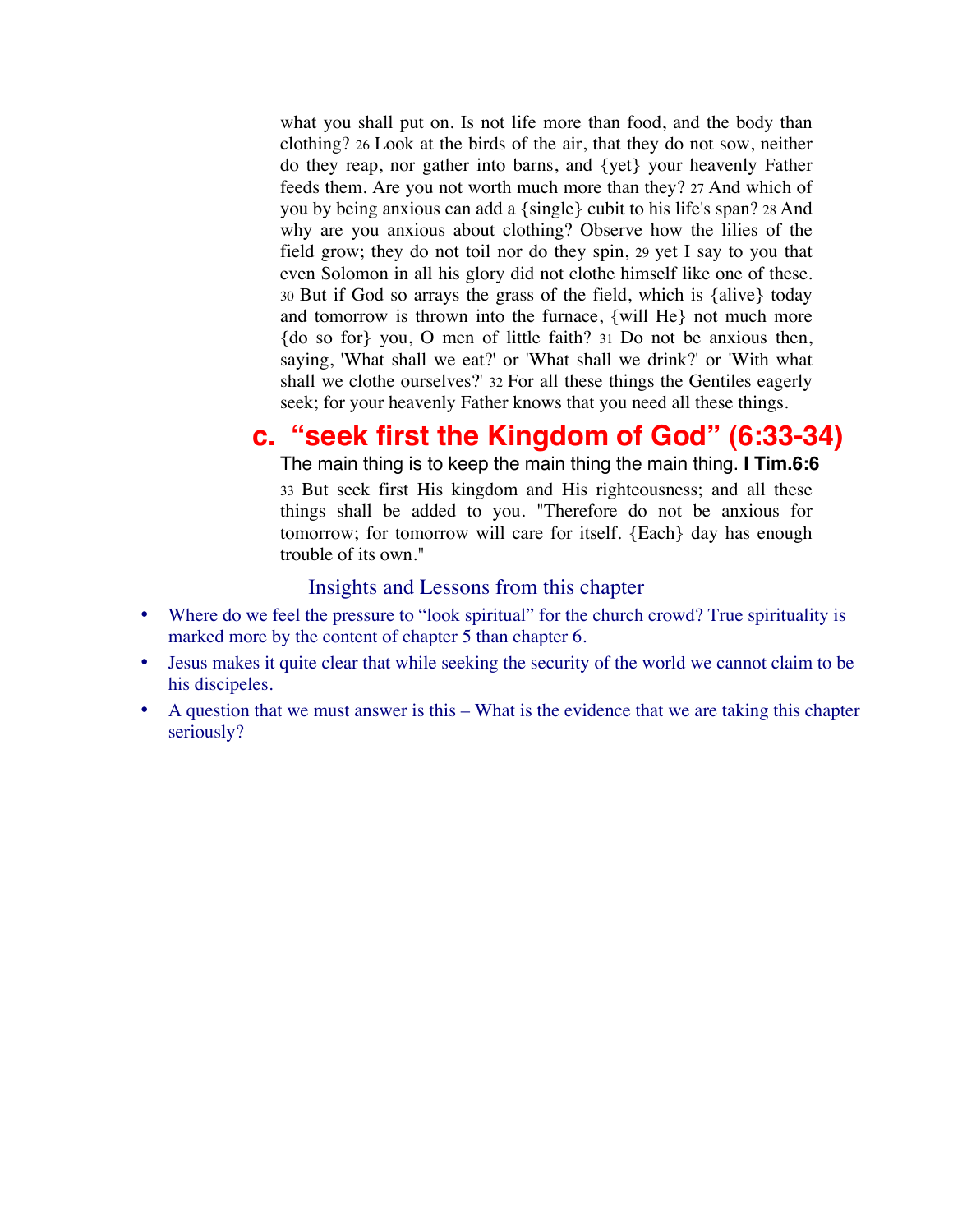what you shall put on. Is not life more than food, and the body than clothing? 26 Look at the birds of the air, that they do not sow, neither do they reap, nor gather into barns, and {yet} your heavenly Father feeds them. Are you not worth much more than they? 27 And which of you by being anxious can add a {single} cubit to his life's span? 28 And why are you anxious about clothing? Observe how the lilies of the field grow; they do not toil nor do they spin, 29 yet I say to you that even Solomon in all his glory did not clothe himself like one of these. 30 But if God so arrays the grass of the field, which is {alive} today and tomorrow is thrown into the furnace, {will He} not much more {do so for} you, O men of little faith? 31 Do not be anxious then, saying, 'What shall we eat?' or 'What shall we drink?' or 'With what shall we clothe ourselves?' 32 For all these things the Gentiles eagerly seek; for your heavenly Father knows that you need all these things.

## c. "seek first the Kingdom of God" (6:33-34)

The main thing is to keep the main thing the main thing. **I Tim.6:6**

33 But seek first His kingdom and His righteousness; and all these things shall be added to you. "Therefore do not be anxious for tomorrow; for tomorrow will care for itself. {Each} day has enough trouble of its own."

### Insights and Lessons from this chapter

- Where do we feel the pressure to "look spiritual" for the church crowd? True spirituality is marked more by the content of chapter 5 than chapter 6.
- Jesus makes it quite clear that while seeking the security of the world we cannot claim to be his discipeles.
- A question that we must answer is this – What is the evidence that we are taking this chapter seriously?